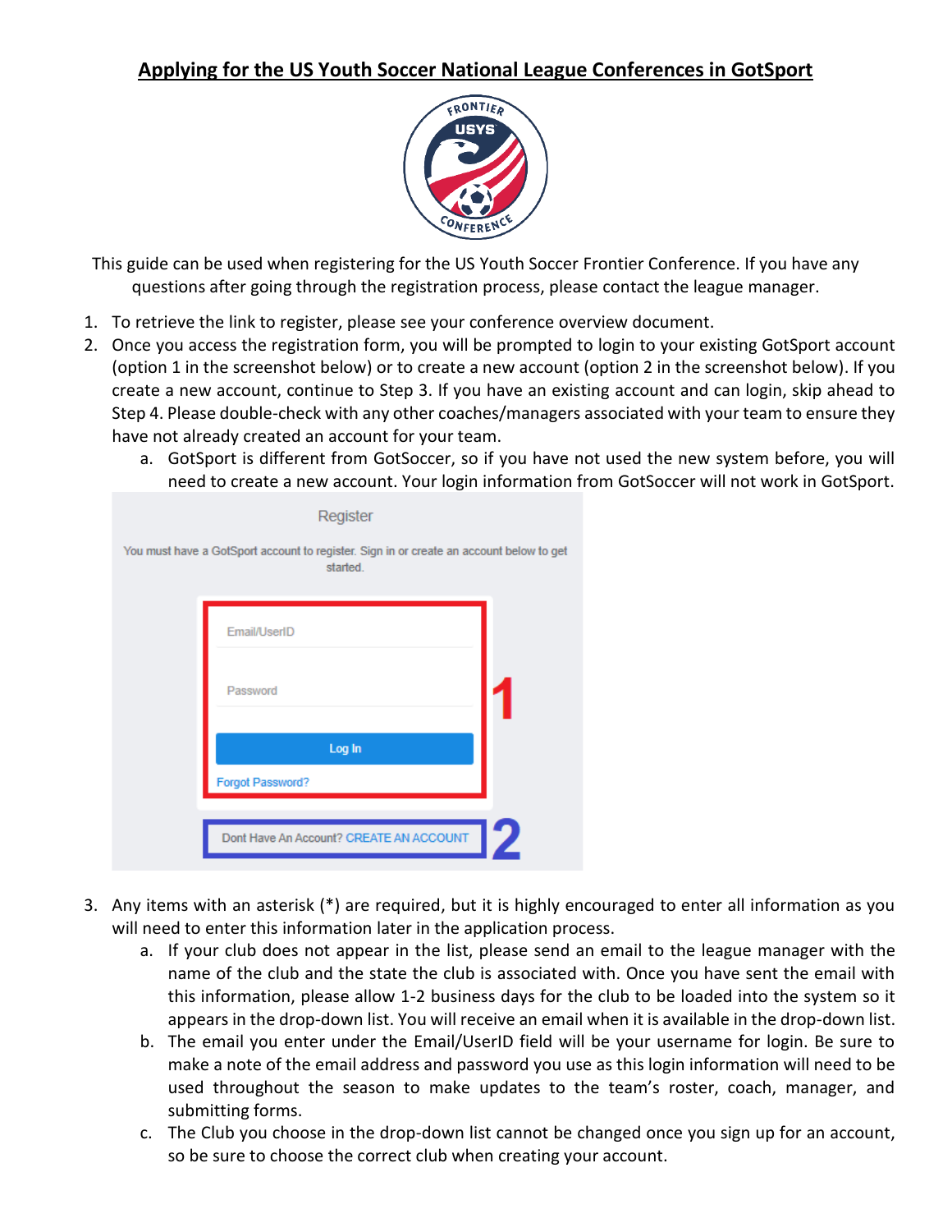# Applying for the US Youth Soccer National League Conferences in GotSport

This guide can be used when registering for the US Youth Soccer Frontier Conference. If you have any questions after going through the registration process, please contact the league manager.

1. To retrieve the link to register, please see your conference overview document.
2. Once you access the registration form, you will be prompted to login to your existing GotSport account (option 1 in the screenshot below) or to create a new account (option 2 in the screenshot below). If you create a new account, continue to Step 3. If you have an existing account and can login, skip ahead to Step 4. Please double-check with any other coaches/managers associated with your team to ensure they have not already created an account for your team.
   a. GotSport is different from GotSoccer, so if you have not used the new system before, you will need to create a new account. Your login information from GotSoccer will not work in GotSport.

3. Any items with an asterisk (*) are required, but it is highly encouraged to enter all information as you will need to enter this information later in the application process.
   a. If your club does not appear in the list, please send an email to the league manager with the name of the club and the state the club is associated with. Once you have sent the email with this information, please allow 1-2 business days for the club to be loaded into the system so it appears in the drop-down list. You will receive an email when it is available in the drop-down list.
   b. The email you enter under the Email/UserID field will be your username for login. Be sure to make a note of the email address and password you use as this login information will need to be used throughout the season to make updates to the team's roster, coach, manager, and submitting forms.
   c. The Club you choose in the drop-down list cannot be changed once you sign up for an account, so be sure to choose the correct club when creating your account.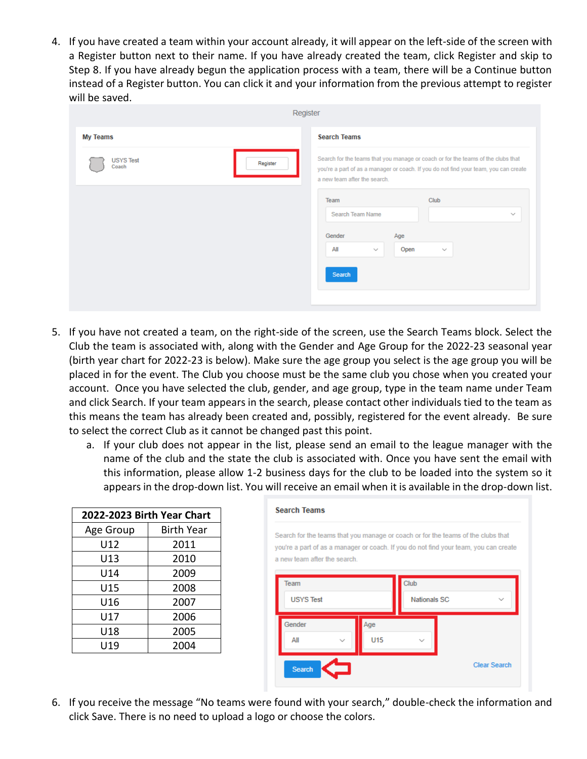4. If you have created a team within your account already, it will appear on the left-side of the screen with a Register button next to their name. If you have already created the team, click Register and skip to Step 8. If you have already begun the application process with a team, there will be a Continue button instead of a Register button. You can click it and your information from the previous attempt to register will be saved.

5. If you have not created a team, on the right-side of the screen, use the Search Teams block. Select the Club the team is associated with, along with the Gender and Age Group for the 2022-23 seasonal year (birth year chart for 2022-23 is below). Make sure the age group you select is the age group you will be placed in for the event. The Club you choose must be the same club you chose when you created your account. Once you have selected the club, gender, and age group, type in the team name under Team and click Search. If your team appears in the search, please contact other individuals tied to the team as this means the team has already been created and, possibly, registered for the event already. Be sure to select the correct Club as it cannot be changed past this point.
   a. If your club does not appear in the list, please send an email to the league manager with the name of the club and the state the club is associated with. Once you have sent the email with this information, please allow 1-2 business days for the club to be loaded into the system so it appears in the drop-down list. You will receive an email when it is available in the drop-down list.

| 2022-2023 Birth Year Chart | |
|---|---|
| Age Group | Birth Year |
| U12 | 2011 |
| U13 | 2010 |
| U14 | 2009 |
| U15 | 2008 |
| U16 | 2007 |
| U17 | 2006 |
| U18 | 2005 |
| U19 | 2004 |

6. If you receive the message "No teams were found with your search," double-check the information and click Save. There is no need to upload a logo or choose the colors.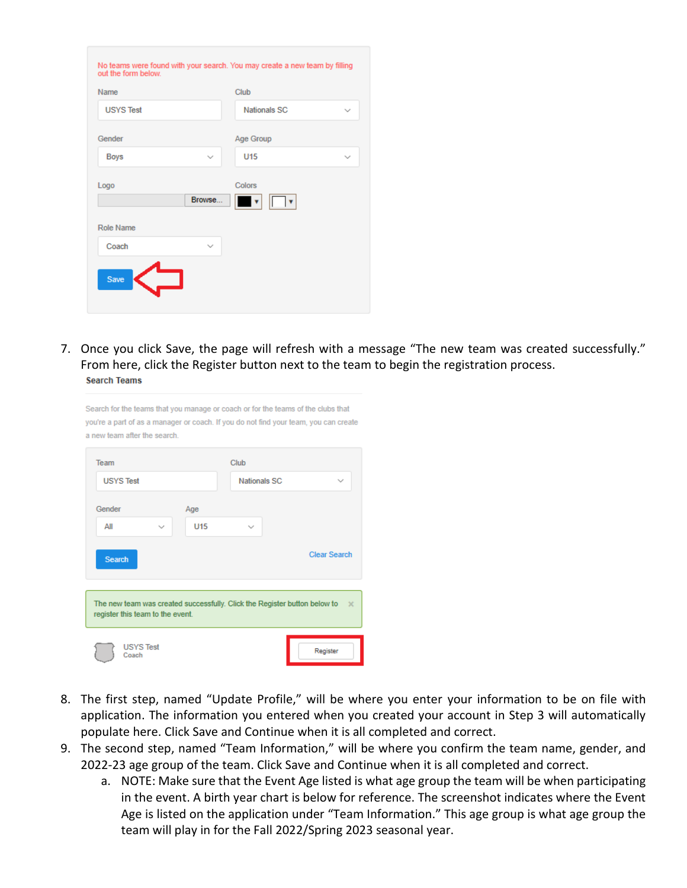No teams were found with your search. You may create a new team by filling out the form below.

Name: USYS Test
Club: Nationals SC
Gender: Boys
Age Group: U15
Logo: Browse...
Colors
Role Name: Coach
Save

7. Once you click Save, the page will refresh with a message "The new team was created successfully." From here, click the Register button next to the team to begin the registration process.

**Search Teams**

Search for the teams that you manage or coach or for the teams of the clubs that you're a part of as a manager or coach. If you do not find your team, you can create a new team after the search.

Team: USYS Test
Club: Nationals SC
Gender: All
Age: U15
Search
Clear Search

The new team was created successfully. Click the Register button below to register this team to the event.

USYS Test
Coach
Register

8. The first step, named "Update Profile," will be where you enter your information to be on file with application. The information you entered when you created your account in Step 3 will automatically populate here. Click Save and Continue when it is all completed and correct.
9. The second step, named "Team Information," will be where you confirm the team name, gender, and 2022-23 age group of the team. Click Save and Continue when it is all completed and correct.
   a. NOTE: Make sure that the Event Age listed is what age group the team will be when participating in the event. A birth year chart is below for reference. The screenshot indicates where the Event Age is listed on the application under "Team Information." This age group is what age group the team will play in for the Fall 2022/Spring 2023 seasonal year.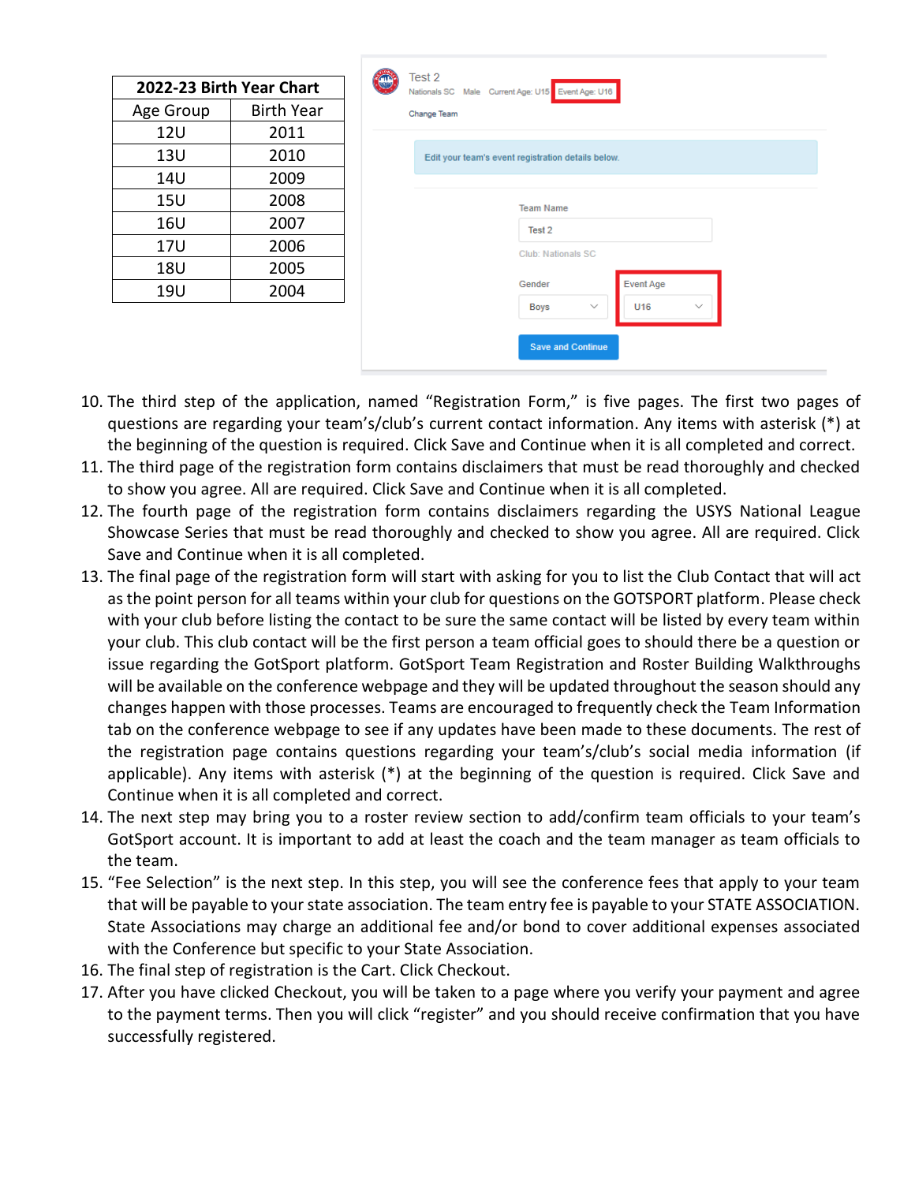| 2022-23 Birth Year Chart | |
|---|---|
| Age Group | Birth Year |
| 12U | 2011 |
| 13U | 2010 |
| 14U | 2009 |
| 15U | 2008 |
| 16U | 2007 |
| 17U | 2006 |
| 18U | 2005 |
| 19U | 2004 |

Test 2
Nationals SC Male Current Age: U15 Event Age: U16
Change Team
Edit your team's event registration details below.
Team Name
Test 2
Club: Nationals SC
Gender
Boys
Event Age
U16
Save and Continue

10. The third step of the application, named "Registration Form," is five pages. The first two pages of questions are regarding your team's/club's current contact information. Any items with asterisk (*) at the beginning of the question is required. Click Save and Continue when it is all completed and correct.
11. The third page of the registration form contains disclaimers that must be read thoroughly and checked to show you agree. All are required. Click Save and Continue when it is all completed.
12. The fourth page of the registration form contains disclaimers regarding the USYS National League Showcase Series that must be read thoroughly and checked to show you agree. All are required. Click Save and Continue when it is all completed.
13. The final page of the registration form will start with asking for you to list the Club Contact that will act as the point person for all teams within your club for questions on the GOTSPORT platform. Please check with your club before listing the contact to be sure the same contact will be listed by every team within your club. This club contact will be the first person a team official goes to should there be a question or issue regarding the GotSport platform. GotSport Team Registration and Roster Building Walkthroughs will be available on the conference webpage and they will be updated throughout the season should any changes happen with those processes. Teams are encouraged to frequently check the Team Information tab on the conference webpage to see if any updates have been made to these documents. The rest of the registration page contains questions regarding your team's/club's social media information (if applicable). Any items with asterisk (*) at the beginning of the question is required. Click Save and Continue when it is all completed and correct.
14. The next step may bring you to a roster review section to add/confirm team officials to your team's GotSport account. It is important to add at least the coach and the team manager as team officials to the team.
15. "Fee Selection" is the next step. In this step, you will see the conference fees that apply to your team that will be payable to your state association. The team entry fee is payable to your STATE ASSOCIATION. State Associations may charge an additional fee and/or bond to cover additional expenses associated with the Conference but specific to your State Association.
16. The final step of registration is the Cart. Click Checkout.
17. After you have clicked Checkout, you will be taken to a page where you verify your payment and agree to the payment terms. Then you will click "register" and you should receive confirmation that you have successfully registered.